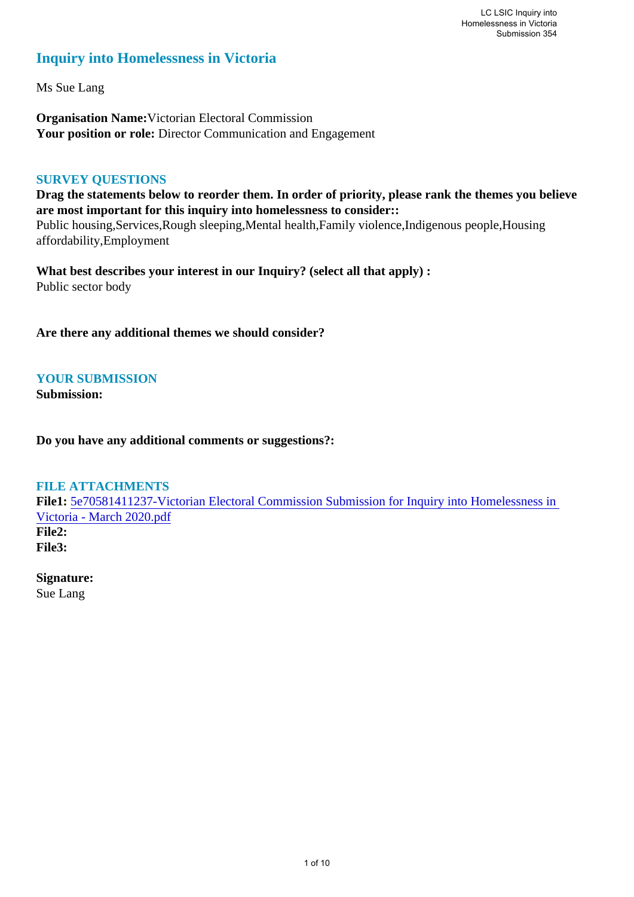# Inquiry into Homelessness in Victoria

Ms Sue Lang

**Organisation Name:** Victorian Electoral Commission
**Your position or role:** Director Communication and Engagement

## SURVEY QUESTIONS

**Drag the statements below to reorder them. In order of priority, please rank the themes you believe are most important for this inquiry into homelessness to consider::**
Public housing,Services,Rough sleeping,Mental health,Family violence,Indigenous people,Housing affordability,Employment

**What best describes your interest in our Inquiry? (select all that apply) :**
Public sector body

**Are there any additional themes we should consider?**

## YOUR SUBMISSION

**Submission:**

**Do you have any additional comments or suggestions?:**

## FILE ATTACHMENTS

**File1:** 5e70581411237-Victorian Electoral Commission Submission for Inquiry into Homelessness in Victoria - March 2020.pdf
**File2:**
**File3:**

**Signature:**
Sue Lang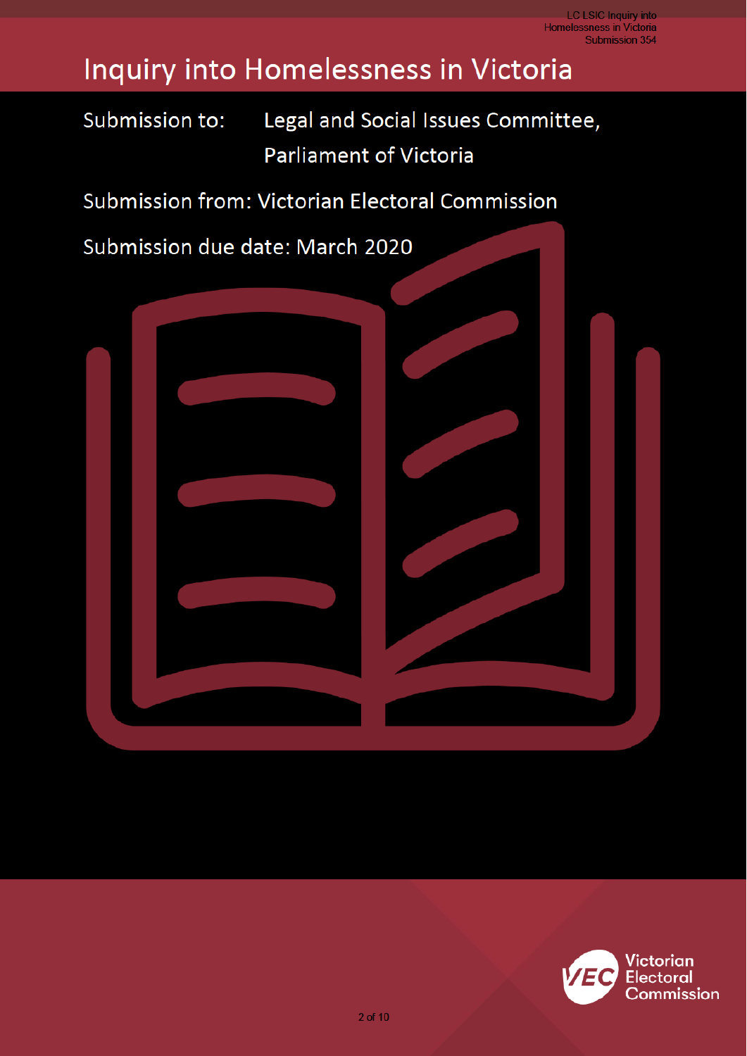# Inquiry into Homelessness in Victoria

Submission to: Legal and Social Issues Committee, Parliament of Victoria

Submission from: Victorian Electoral Commission

Submission due date: March 2020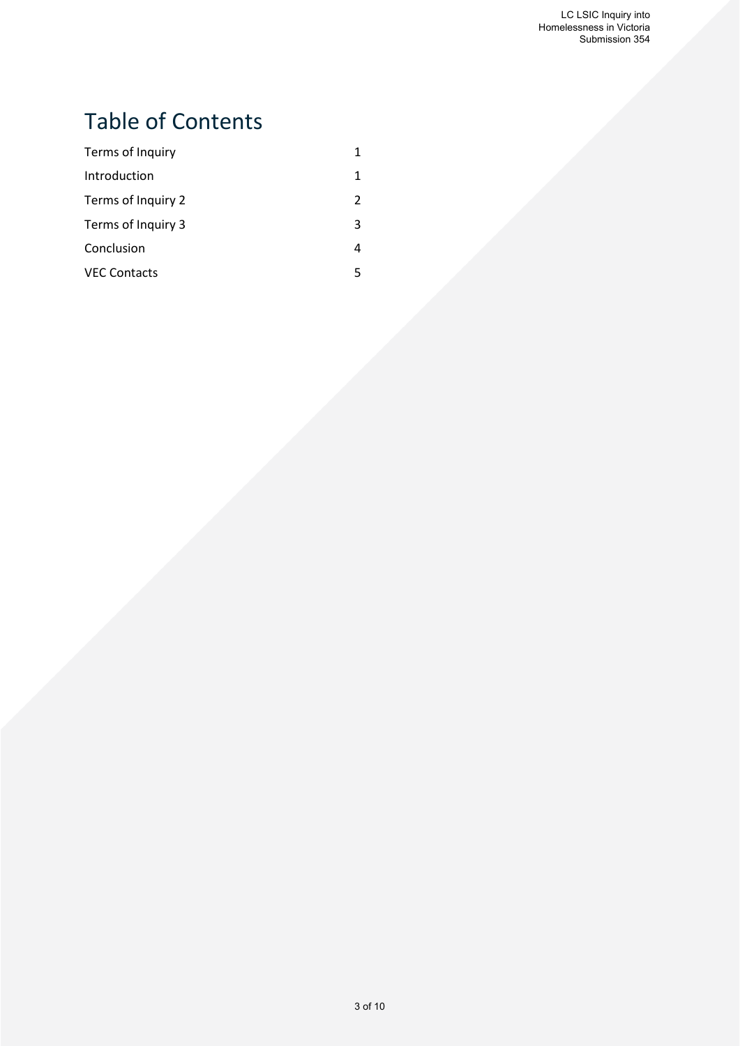# Table of Contents

| | |
|---|---|
| Terms of Inquiry | 1 |
| Introduction | 1 |
| Terms of Inquiry 2 | 2 |
| Terms of Inquiry 3 | 3 |
| Conclusion | 4 |
| VEC Contacts | 5 |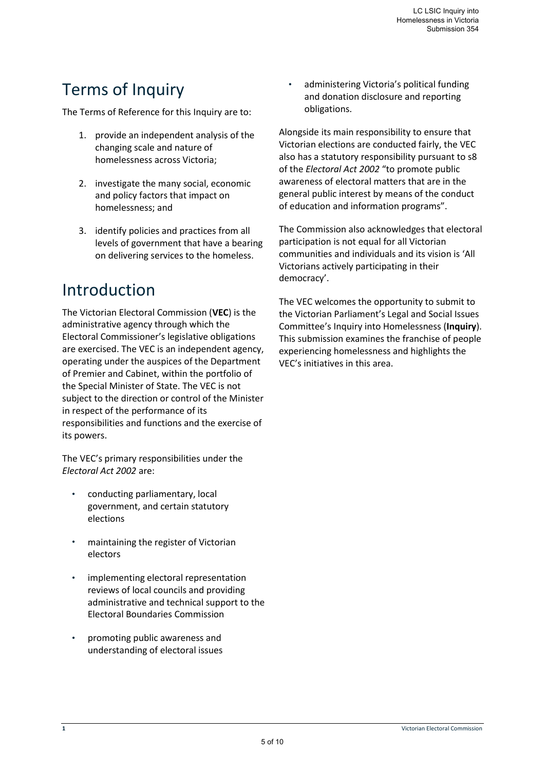# Terms of Inquiry

The Terms of Reference for this Inquiry are to:

1. provide an independent analysis of the changing scale and nature of homelessness across Victoria;
2. investigate the many social, economic and policy factors that impact on homelessness; and
3. identify policies and practices from all levels of government that have a bearing on delivering services to the homeless.

# Introduction

The Victorian Electoral Commission (**VEC**) is the administrative agency through which the Electoral Commissioner's legislative obligations are exercised. The VEC is an independent agency, operating under the auspices of the Department of Premier and Cabinet, within the portfolio of the Special Minister of State. The VEC is not subject to the direction or control of the Minister in respect of the performance of its responsibilities and functions and the exercise of its powers.

The VEC's primary responsibilities under the *Electoral Act 2002* are:

- conducting parliamentary, local government, and certain statutory elections
- maintaining the register of Victorian electors
- implementing electoral representation reviews of local councils and providing administrative and technical support to the Electoral Boundaries Commission
- promoting public awareness and understanding of electoral issues
- administering Victoria's political funding and donation disclosure and reporting obligations.

Alongside its main responsibility to ensure that Victorian elections are conducted fairly, the VEC also has a statutory responsibility pursuant to s8 of the *Electoral Act 2002* "to promote public awareness of electoral matters that are in the general public interest by means of the conduct of education and information programs".

The Commission also acknowledges that electoral participation is not equal for all Victorian communities and individuals and its vision is 'All Victorians actively participating in their democracy'.

The VEC welcomes the opportunity to submit to the Victorian Parliament's Legal and Social Issues Committee's Inquiry into Homelessness (**Inquiry**). This submission examines the franchise of people experiencing homelessness and highlights the VEC's initiatives in this area.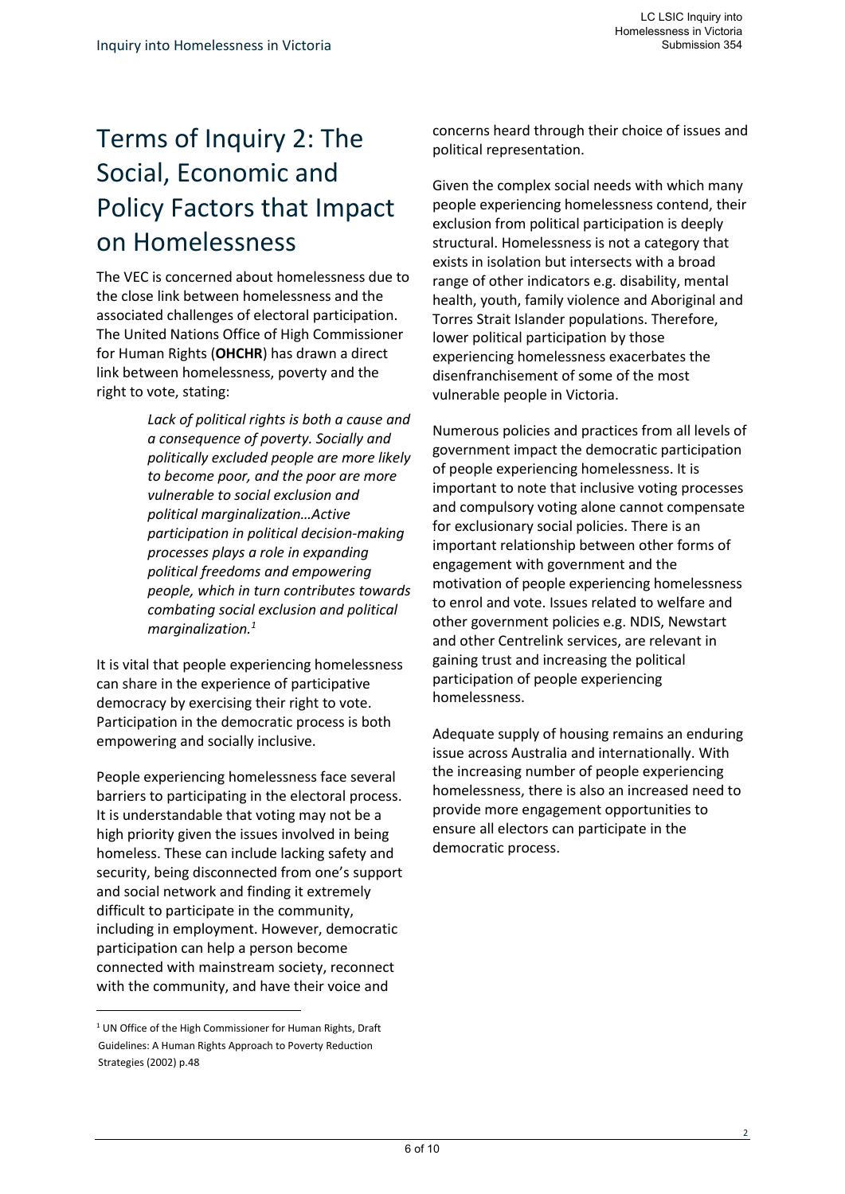# Terms of Inquiry 2: The Social, Economic and Policy Factors that Impact on Homelessness

The VEC is concerned about homelessness due to the close link between homelessness and the associated challenges of electoral participation. The United Nations Office of High Commissioner for Human Rights (**OHCHR**) has drawn a direct link between homelessness, poverty and the right to vote, stating:

> *Lack of political rights is both a cause and a consequence of poverty. Socially and politically excluded people are more likely to become poor, and the poor are more vulnerable to social exclusion and political marginalization…Active participation in political decision-making processes plays a role in expanding political freedoms and empowering people, which in turn contributes towards combating social exclusion and political marginalization.*[1]

It is vital that people experiencing homelessness can share in the experience of participative democracy by exercising their right to vote. Participation in the democratic process is both empowering and socially inclusive.

People experiencing homelessness face several barriers to participating in the electoral process. It is understandable that voting may not be a high priority given the issues involved in being homeless. These can include lacking safety and security, being disconnected from one's support and social network and finding it extremely difficult to participate in the community, including in employment. However, democratic participation can help a person become connected with mainstream society, reconnect with the community, and have their voice and concerns heard through their choice of issues and political representation.

Given the complex social needs with which many people experiencing homelessness contend, their exclusion from political participation is deeply structural. Homelessness is not a category that exists in isolation but intersects with a broad range of other indicators e.g. disability, mental health, youth, family violence and Aboriginal and Torres Strait Islander populations. Therefore, lower political participation by those experiencing homelessness exacerbates the disenfranchisement of some of the most vulnerable people in Victoria.

Numerous policies and practices from all levels of government impact the democratic participation of people experiencing homelessness. It is important to note that inclusive voting processes and compulsory voting alone cannot compensate for exclusionary social policies. There is an important relationship between other forms of engagement with government and the motivation of people experiencing homelessness to enrol and vote. Issues related to welfare and other government policies e.g. NDIS, Newstart and other Centrelink services, are relevant in gaining trust and increasing the political participation of people experiencing homelessness.

Adequate supply of housing remains an enduring issue across Australia and internationally. With the increasing number of people experiencing homelessness, there is also an increased need to provide more engagement opportunities to ensure all electors can participate in the democratic process.

---

[1] UN Office of the High Commissioner for Human Rights, Draft Guidelines: A Human Rights Approach to Poverty Reduction Strategies (2002) p.48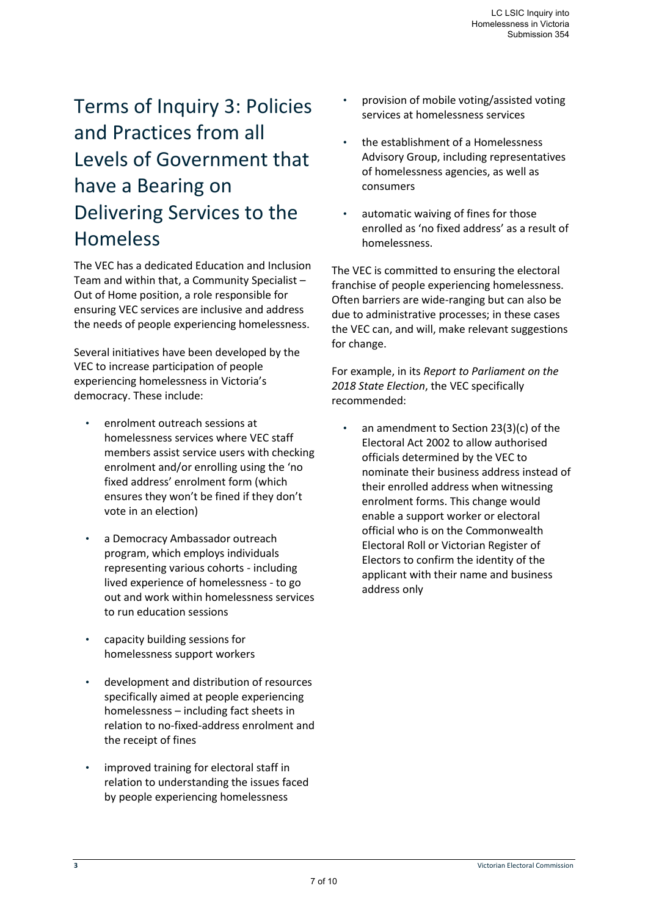# Terms of Inquiry 3: Policies and Practices from all Levels of Government that have a Bearing on Delivering Services to the Homeless

The VEC has a dedicated Education and Inclusion Team and within that, a Community Specialist – Out of Home position, a role responsible for ensuring VEC services are inclusive and address the needs of people experiencing homelessness.

Several initiatives have been developed by the VEC to increase participation of people experiencing homelessness in Victoria's democracy. These include:

- enrolment outreach sessions at homelessness services where VEC staff members assist service users with checking enrolment and/or enrolling using the 'no fixed address' enrolment form (which ensures they won't be fined if they don't vote in an election)
- a Democracy Ambassador outreach program, which employs individuals representing various cohorts - including lived experience of homelessness - to go out and work within homelessness services to run education sessions
- capacity building sessions for homelessness support workers
- development and distribution of resources specifically aimed at people experiencing homelessness – including fact sheets in relation to no-fixed-address enrolment and the receipt of fines
- improved training for electoral staff in relation to understanding the issues faced by people experiencing homelessness
- provision of mobile voting/assisted voting services at homelessness services
- the establishment of a Homelessness Advisory Group, including representatives of homelessness agencies, as well as consumers
- automatic waiving of fines for those enrolled as 'no fixed address' as a result of homelessness.

The VEC is committed to ensuring the electoral franchise of people experiencing homelessness. Often barriers are wide-ranging but can also be due to administrative processes; in these cases the VEC can, and will, make relevant suggestions for change.

For example, in its *Report to Parliament on the 2018 State Election*, the VEC specifically recommended:

- an amendment to Section 23(3)(c) of the Electoral Act 2002 to allow authorised officials determined by the VEC to nominate their business address instead of their enrolled address when witnessing enrolment forms. This change would enable a support worker or electoral official who is on the Commonwealth Electoral Roll or Victorian Register of Electors to confirm the identity of the applicant with their name and business address only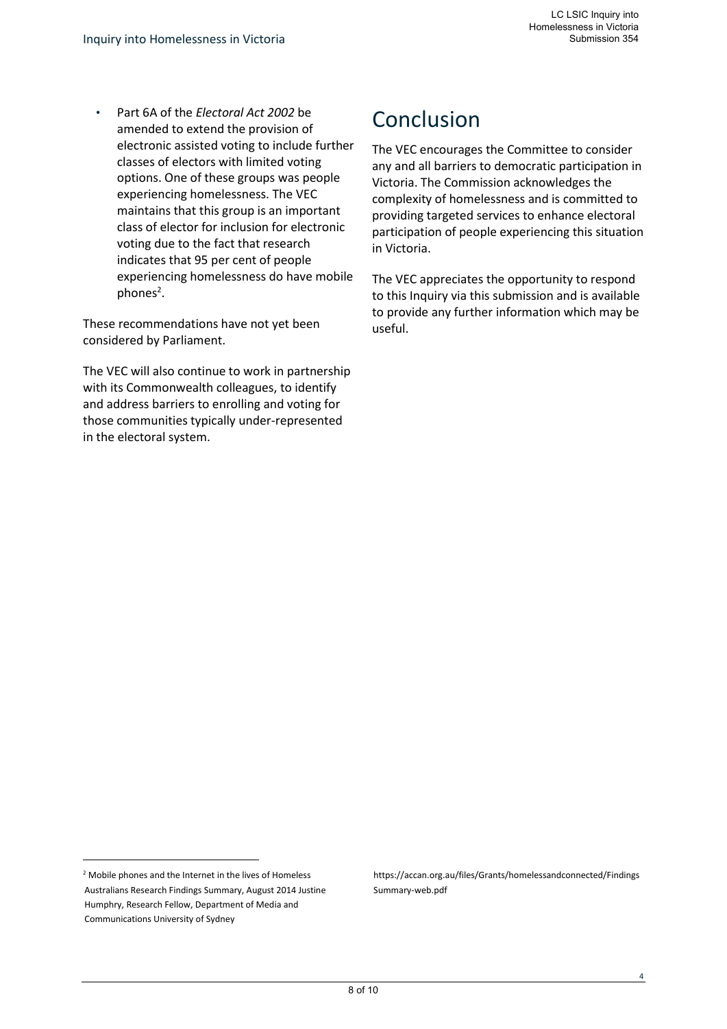- Part 6A of the *Electoral Act 2002* be amended to extend the provision of electronic assisted voting to include further classes of electors with limited voting options. One of these groups was people experiencing homelessness. The VEC maintains that this group is an important class of elector for inclusion for electronic voting due to the fact that research indicates that 95 per cent of people experiencing homelessness do have mobile phones[2].

These recommendations have not yet been considered by Parliament.

The VEC will also continue to work in partnership with its Commonwealth colleagues, to identify and address barriers to enrolling and voting for those communities typically under-represented in the electoral system.

# Conclusion

The VEC encourages the Committee to consider any and all barriers to democratic participation in Victoria. The Commission acknowledges the complexity of homelessness and is committed to providing targeted services to enhance electoral participation of people experiencing this situation in Victoria.

The VEC appreciates the opportunity to respond to this Inquiry via this submission and is available to provide any further information which may be useful.

[2] Mobile phones and the Internet in the lives of Homeless Australians Research Findings Summary, August 2014 Justine Humphry, Research Fellow, Department of Media and Communications University of Sydney https://accan.org.au/files/Grants/homelessandconnected/FindingsSummary-web.pdf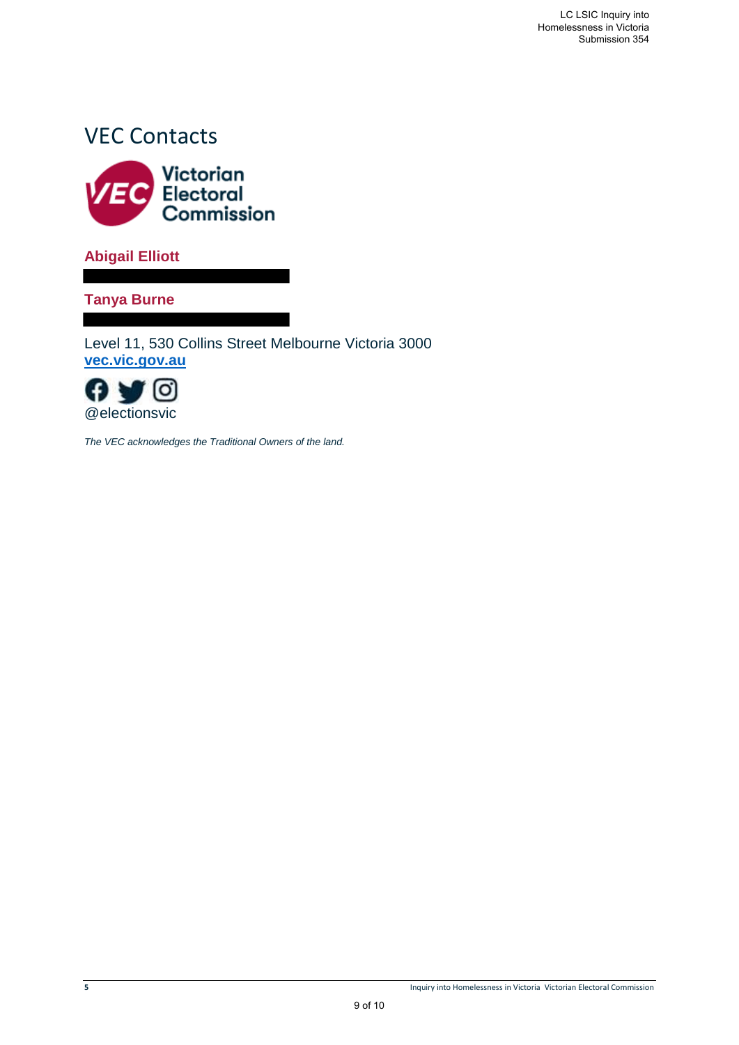# VEC Contacts

Victorian Electoral Commission

**Abigail Elliott**

**Tanya Burne**

Level 11, 530 Collins Street Melbourne Victoria 3000
**[vec.vic.gov.au](https://vec.vic.gov.au)**

@electionsvic

*The VEC acknowledges the Traditional Owners of the land.*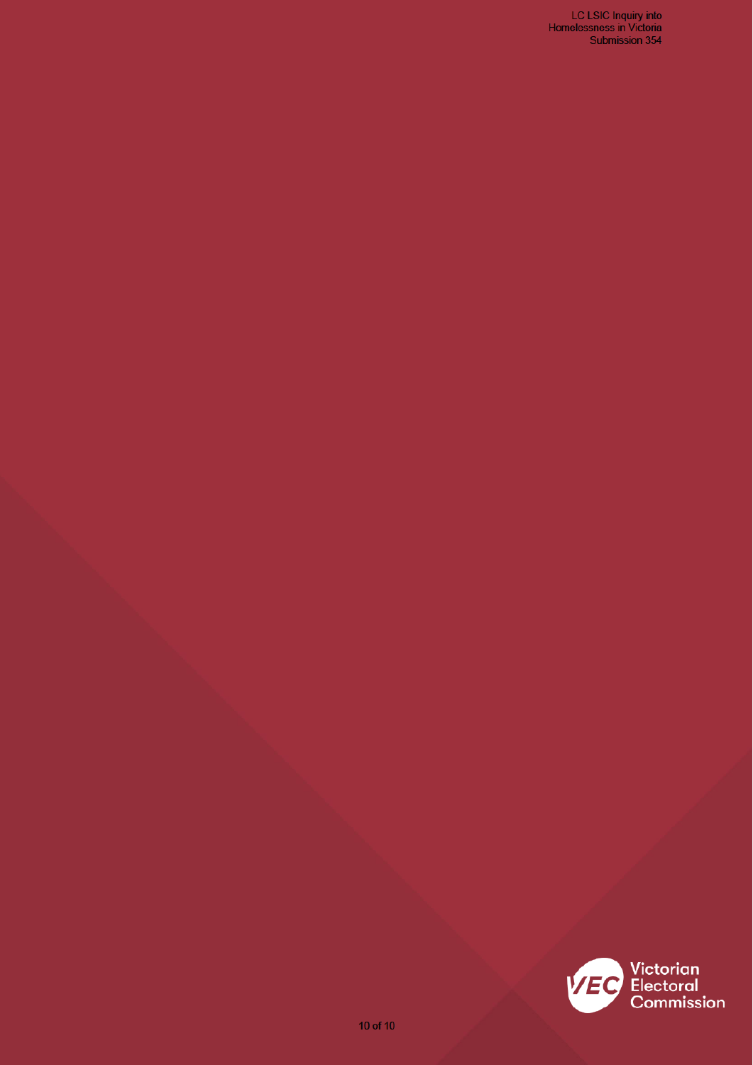Victorian Electoral Commission